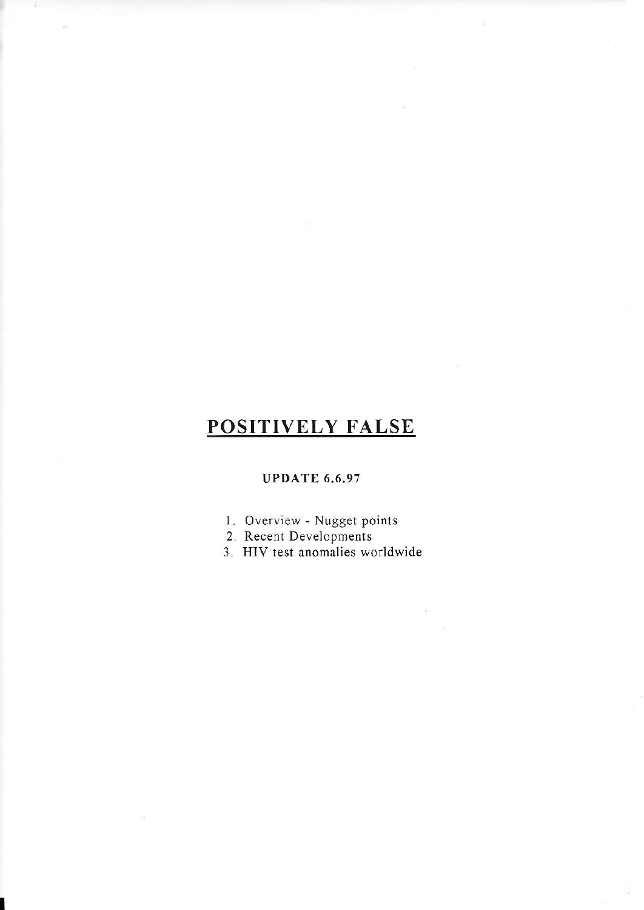# POSITIVELY FALSE

**UPDATE 6.6.97**

1. Overview - Nugget points
2. Recent Developments
3. HIV test anomalies worldwide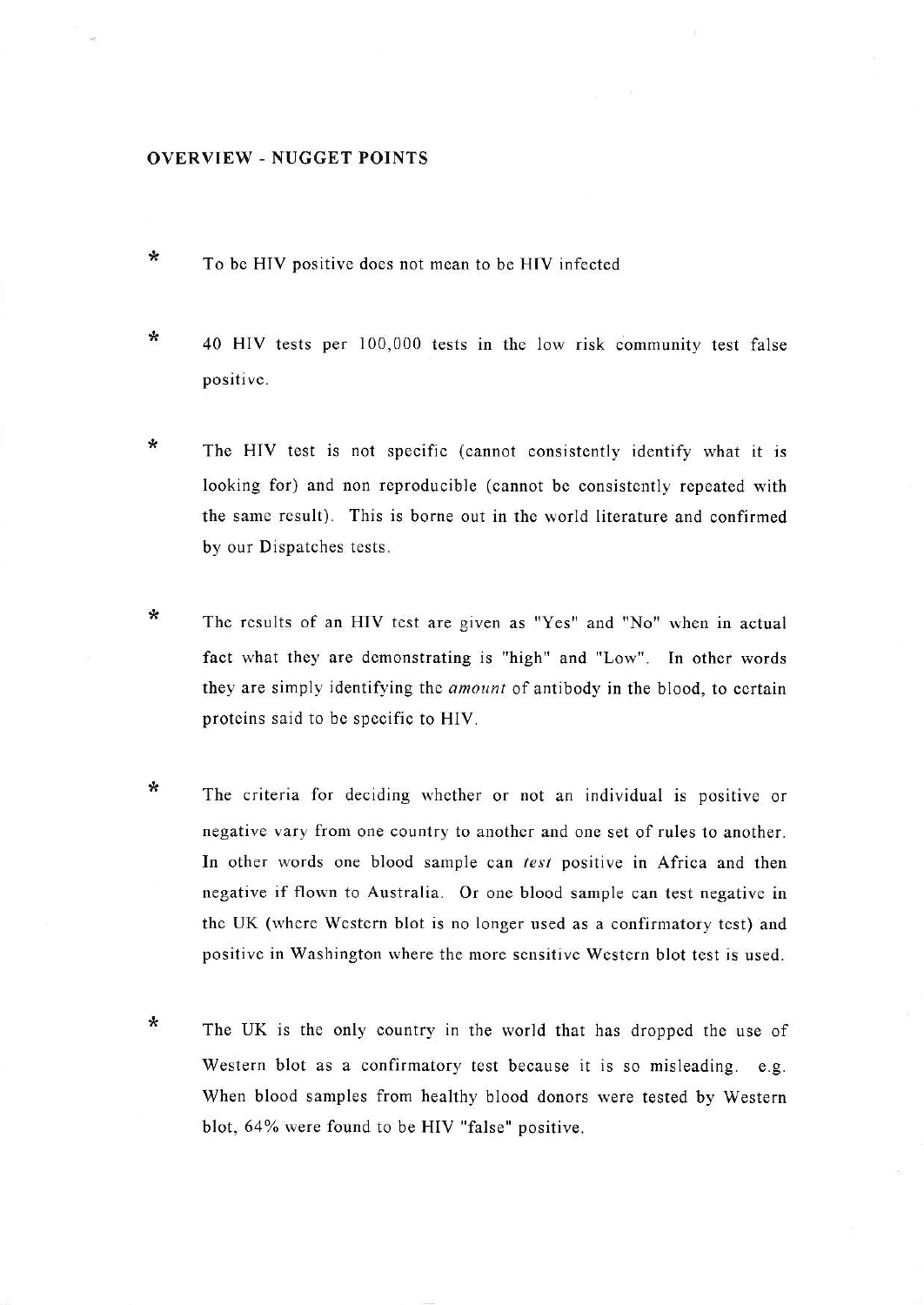**OVERVIEW - NUGGET POINTS**

* To be HIV positive does not mean to be HIV infected

* 40 HIV tests per 100,000 tests in the low risk community test false positive.

* The HIV test is not specific (cannot consistently identify what it is looking for) and non reproducible (cannot be consistently repeated with the same result). This is borne out in the world literature and confirmed by our Dispatches tests.

* The results of an HIV test are given as "Yes" and "No" when in actual fact what they are demonstrating is "high" and "Low". In other words they are simply identifying the *amount* of antibody in the blood, to certain proteins said to be specific to HIV.

* The criteria for deciding whether or not an individual is positive or negative vary from one country to another and one set of rules to another. In other words one blood sample can *test* positive in Africa and then negative if flown to Australia. Or one blood sample can test negative in the UK (where Western blot is no longer used as a confirmatory test) and positive in Washington where the more sensitive Western blot test is used.

* The UK is the only country in the world that has dropped the use of Western blot as a confirmatory test because it is so misleading. e.g. When blood samples from healthy blood donors were tested by Western blot, 64% were found to be HIV "false" positive.